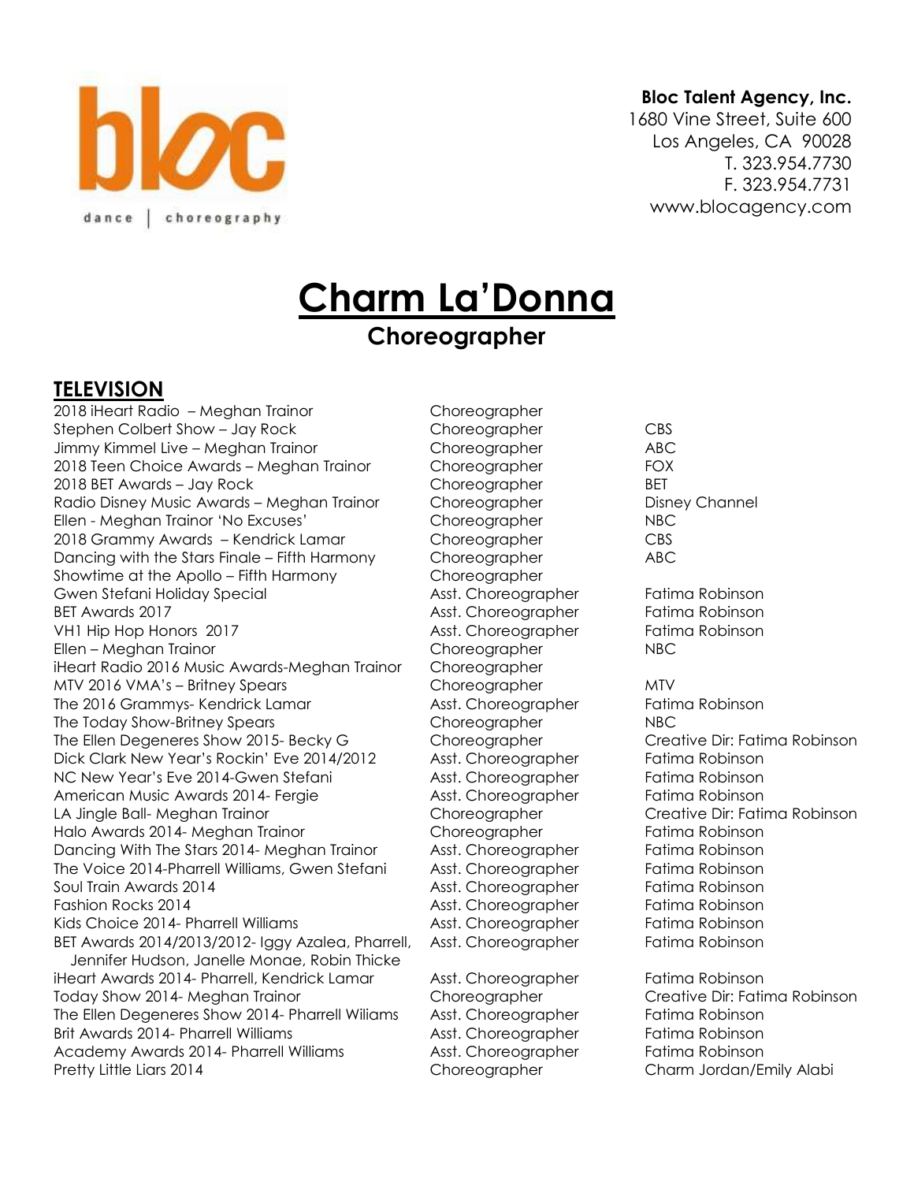bloc

dance | choreography

**Bloc Talent Agency, Inc.**
1680 Vine Street, Suite 600
Los Angeles, CA 90028
T. 323.954.7730
F. 323.954.7731
www.blocagency.com

# Charm La'Donna

## Choreographer

## TELEVISION

| | | |
|---|---|---|
| 2018 iHeart Radio – Meghan Trainor | Choreographer | |
| Stephen Colbert Show – Jay Rock | Choreographer | CBS |
| Jimmy Kimmel Live – Meghan Trainor | Choreographer | ABC |
| 2018 Teen Choice Awards – Meghan Trainor | Choreographer | FOX |
| 2018 BET Awards – Jay Rock | Choreographer | BET |
| Radio Disney Music Awards – Meghan Trainor | Choreographer | Disney Channel |
| Ellen - Meghan Trainor 'No Excuses' | Choreographer | NBC |
| 2018 Grammy Awards – Kendrick Lamar | Choreographer | CBS |
| Dancing with the Stars Finale – Fifth Harmony | Choreographer | ABC |
| Showtime at the Apollo – Fifth Harmony | Choreographer | |
| Gwen Stefani Holiday Special | Asst. Choreographer | Fatima Robinson |
| BET Awards 2017 | Asst. Choreographer | Fatima Robinson |
| VH1 Hip Hop Honors 2017 | Asst. Choreographer | Fatima Robinson |
| Ellen – Meghan Trainor | Choreographer | NBC |
| iHeart Radio 2016 Music Awards-Meghan Trainor | Choreographer | |
| MTV 2016 VMA's – Britney Spears | Choreographer | MTV |
| The 2016 Grammys- Kendrick Lamar | Asst. Choreographer | Fatima Robinson |
| The Today Show-Britney Spears | Choreographer | NBC |
| The Ellen Degeneres Show 2015- Becky G | Choreographer | Creative Dir: Fatima Robinson |
| Dick Clark New Year's Rockin' Eve 2014/2012 | Asst. Choreographer | Fatima Robinson |
| NC New Year's Eve 2014-Gwen Stefani | Asst. Choreographer | Fatima Robinson |
| American Music Awards 2014- Fergie | Asst. Choreographer | Fatima Robinson |
| LA Jingle Ball- Meghan Trainor | Choreographer | Creative Dir: Fatima Robinson |
| Halo Awards 2014- Meghan Trainor | Choreographer | Fatima Robinson |
| Dancing With The Stars 2014- Meghan Trainor | Asst. Choreographer | Fatima Robinson |
| The Voice 2014-Pharrell Williams, Gwen Stefani | Asst. Choreographer | Fatima Robinson |
| Soul Train Awards 2014 | Asst. Choreographer | Fatima Robinson |
| Fashion Rocks 2014 | Asst. Choreographer | Fatima Robinson |
| Kids Choice 2014- Pharrell Williams | Asst. Choreographer | Fatima Robinson |
| BET Awards 2014/2013/2012- Iggy Azalea, Pharrell, Jennifer Hudson, Janelle Monae, Robin Thicke | Asst. Choreographer | Fatima Robinson |
| iHeart Awards 2014- Pharrell, Kendrick Lamar | Asst. Choreographer | Fatima Robinson |
| Today Show 2014- Meghan Trainor | Choreographer | Creative Dir: Fatima Robinson |
| The Ellen Degeneres Show 2014- Pharrell Wiliams | Asst. Choreographer | Fatima Robinson |
| Brit Awards 2014- Pharrell Williams | Asst. Choreographer | Fatima Robinson |
| Academy Awards 2014- Pharrell Williams | Asst. Choreographer | Fatima Robinson |
| Pretty Little Liars 2014 | Choreographer | Charm Jordan/Emily Alabi |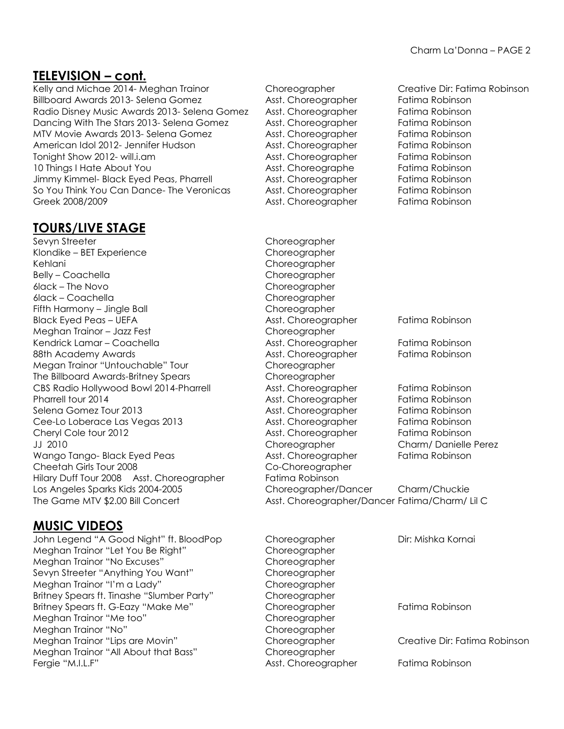## TELEVISION – cont.

| | | |
|---|---|---|
| Kelly and Michae 2014- Meghan Trainor | Choreographer | Creative Dir: Fatima Robinson |
| Billboard Awards 2013- Selena Gomez | Asst. Choreographer | Fatima Robinson |
| Radio Disney Music Awards 2013- Selena Gomez | Asst. Choreographer | Fatima Robinson |
| Dancing With The Stars 2013- Selena Gomez | Asst. Choreographer | Fatima Robinson |
| MTV Movie Awards 2013- Selena Gomez | Asst. Choreographer | Fatima Robinson |
| American Idol 2012- Jennifer Hudson | Asst. Choreographer | Fatima Robinson |
| Tonight Show 2012- will.i.am | Asst. Choreographer | Fatima Robinson |
| 10 Things I Hate About You | Asst. Choreographe | Fatima Robinson |
| Jimmy Kimmel- Black Eyed Peas, Pharrell | Asst. Choreographer | Fatima Robinson |
| So You Think You Can Dance- The Veronicas | Asst. Choreographer | Fatima Robinson |
| Greek 2008/2009 | Asst. Choreographer | Fatima Robinson |

## TOURS/LIVE STAGE

| | | |
|---|---|---|
| Sevyn Streeter | Choreographer | |
| Klondike – BET Experience | Choreographer | |
| Kehlani | Choreographer | |
| Belly – Coachella | Choreographer | |
| 6lack – The Novo | Choreographer | |
| 6lack – Coachella | Choreographer | |
| Fifth Harmony – Jingle Ball | Choreographer | |
| Black Eyed Peas – UEFA | Asst. Choreographer | Fatima Robinson |
| Meghan Trainor – Jazz Fest | Choreographer | |
| Kendrick Lamar – Coachella | Asst. Choreographer | Fatima Robinson |
| 88th Academy Awards | Asst. Choreographer | Fatima Robinson |
| Megan Trainor "Untouchable" Tour | Choreographer | |
| The Billboard Awards-Britney Spears | Choreographer | |
| CBS Radio Hollywood Bowl 2014-Pharrell | Asst. Choreographer | Fatima Robinson |
| Pharrell tour 2014 | Asst. Choreographer | Fatima Robinson |
| Selena Gomez Tour 2013 | Asst. Choreographer | Fatima Robinson |
| Cee-Lo Loberace Las Vegas 2013 | Asst. Choreographer | Fatima Robinson |
| Cheryl Cole tour 2012 | Asst. Choreographer | Fatima Robinson |
| JJ 2010 | Choreographer | Charm/ Danielle Perez |
| Wango Tango- Black Eyed Peas | Asst. Choreographer | Fatima Robinson |
| Cheetah Girls Tour 2008 | Co-Choreographer | |
| Hilary Duff Tour 2008 Asst. Choreographer | Fatima Robinson | |
| Los Angeles Sparks Kids 2004-2005 | Choreographer/Dancer | Charm/Chuckie |
| The Game MTV $2.00 Bill Concert | Asst. Choreographer/Dancer | Fatima/Charm/ Lil C |

## MUSIC VIDEOS

| | | |
|---|---|---|
| John Legend "A Good Night" ft. BloodPop | Choreographer | Dir: Mishka Kornai |
| Meghan Trainor "Let You Be Right" | Choreographer | |
| Meghan Trainor "No Excuses" | Choreographer | |
| Sevyn Streeter "Anything You Want" | Choreographer | |
| Meghan Trainor "I'm a Lady" | Choreographer | |
| Britney Spears ft. Tinashe "Slumber Party" | Choreographer | |
| Britney Spears ft. G-Eazy "Make Me" | Choreographer | Fatima Robinson |
| Meghan Trainor "Me too" | Choreographer | |
| Meghan Trainor "No" | Choreographer | |
| Meghan Trainor "Lips are Movin" | Choreographer | Creative Dir: Fatima Robinson |
| Meghan Trainor "All About that Bass" | Choreographer | |
| Fergie "M.I.L.F" | Asst. Choreographer | Fatima Robinson |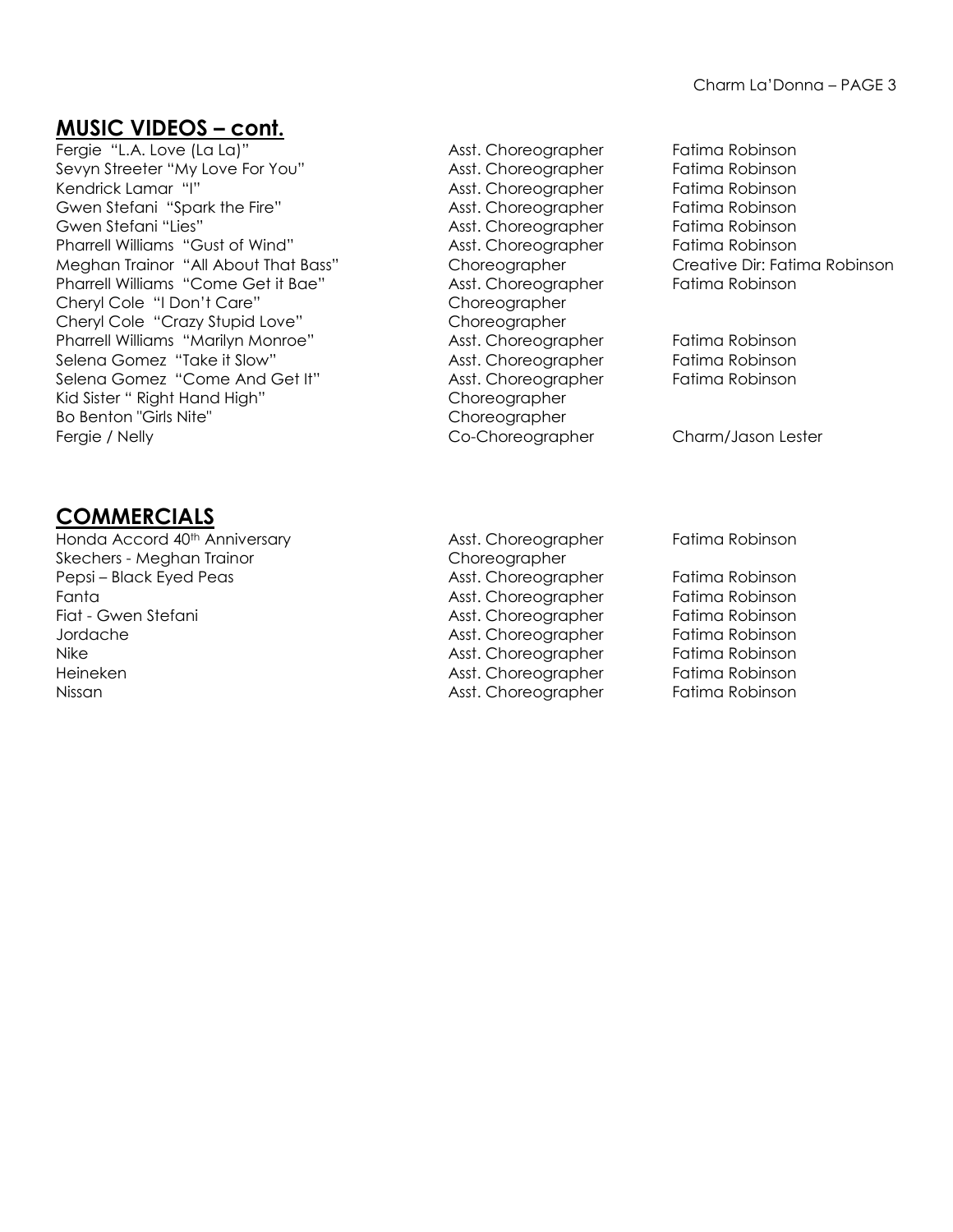## MUSIC VIDEOS – cont.

| | | |
|---|---|---|
| Fergie "L.A. Love (La La)" | Asst. Choreographer | Fatima Robinson |
| Sevyn Streeter "My Love For You" | Asst. Choreographer | Fatima Robinson |
| Kendrick Lamar "I" | Asst. Choreographer | Fatima Robinson |
| Gwen Stefani "Spark the Fire" | Asst. Choreographer | Fatima Robinson |
| Gwen Stefani "Lies" | Asst. Choreographer | Fatima Robinson |
| Pharrell Williams "Gust of Wind" | Asst. Choreographer | Fatima Robinson |
| Meghan Trainor "All About That Bass" | Choreographer | Creative Dir: Fatima Robinson |
| Pharrell Williams "Come Get it Bae" | Asst. Choreographer | Fatima Robinson |
| Cheryl Cole "I Don't Care" | Choreographer | |
| Cheryl Cole "Crazy Stupid Love" | Choreographer | |
| Pharrell Williams "Marilyn Monroe" | Asst. Choreographer | Fatima Robinson |
| Selena Gomez "Take it Slow" | Asst. Choreographer | Fatima Robinson |
| Selena Gomez "Come And Get It" | Asst. Choreographer | Fatima Robinson |
| Kid Sister " Right Hand High" | Choreographer | |
| Bo Benton "Girls Nite" | Choreographer | |
| Fergie / Nelly | Co-Choreographer | Charm/Jason Lester |

## COMMERCIALS

| | | |
|---|---|---|
| Honda Accord 40th Anniversary | Asst. Choreographer | Fatima Robinson |
| Skechers - Meghan Trainor | Choreographer | |
| Pepsi – Black Eyed Peas | Asst. Choreographer | Fatima Robinson |
| Fanta | Asst. Choreographer | Fatima Robinson |
| Fiat - Gwen Stefani | Asst. Choreographer | Fatima Robinson |
| Jordache | Asst. Choreographer | Fatima Robinson |
| Nike | Asst. Choreographer | Fatima Robinson |
| Heineken | Asst. Choreographer | Fatima Robinson |
| Nissan | Asst. Choreographer | Fatima Robinson |